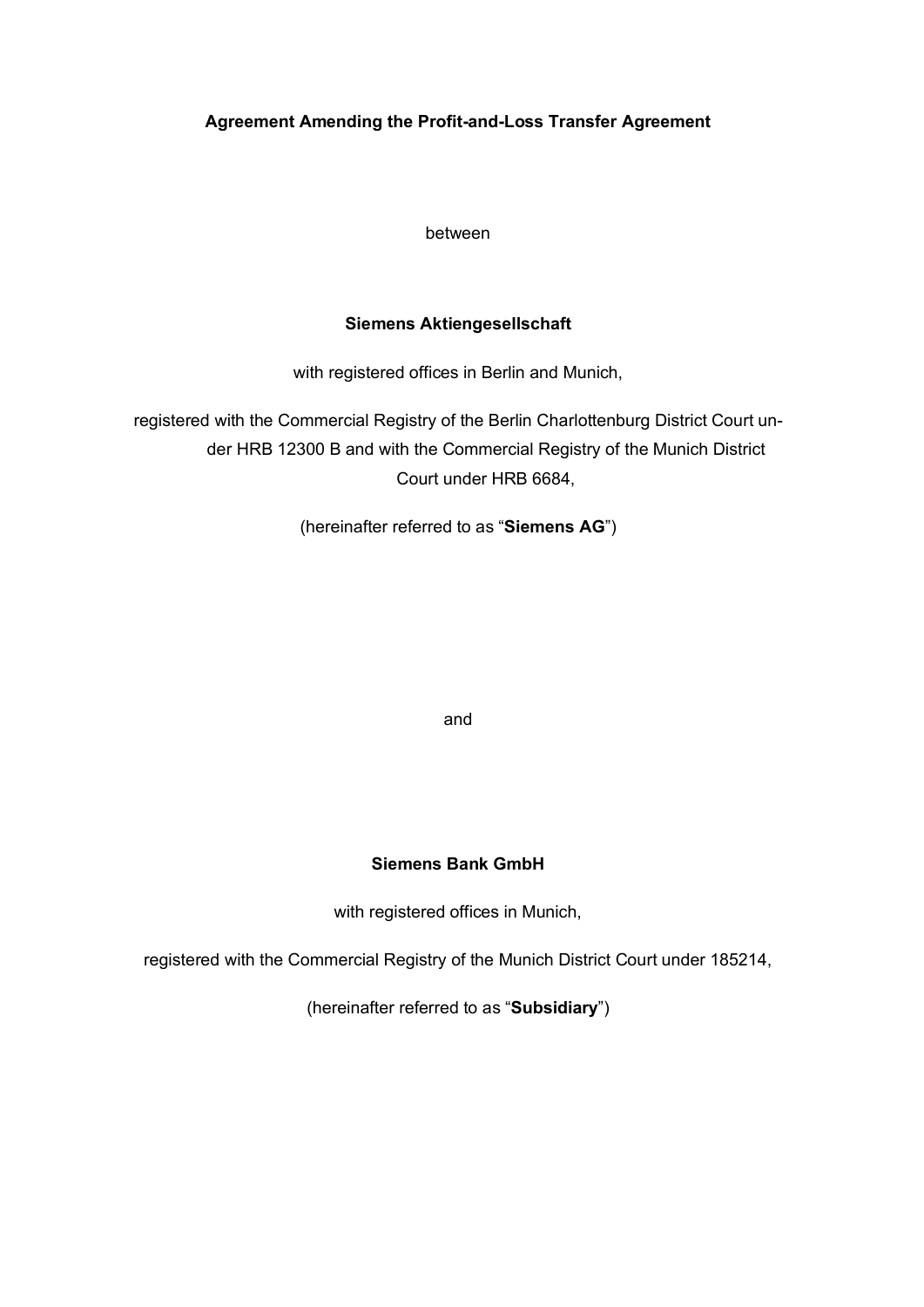**Agreement Amending the Profit-and-Loss Transfer Agreement**

between

**Siemens Aktiengesellschaft**

with registered offices in Berlin and Munich,

registered with the Commercial Registry of the Berlin Charlottenburg District Court under HRB 12300 B and with the Commercial Registry of the Munich District Court under HRB 6684,

(hereinafter referred to as "**Siemens AG**")

and

**Siemens Bank GmbH**

with registered offices in Munich,

registered with the Commercial Registry of the Munich District Court under 185214,

(hereinafter referred to as "**Subsidiary**")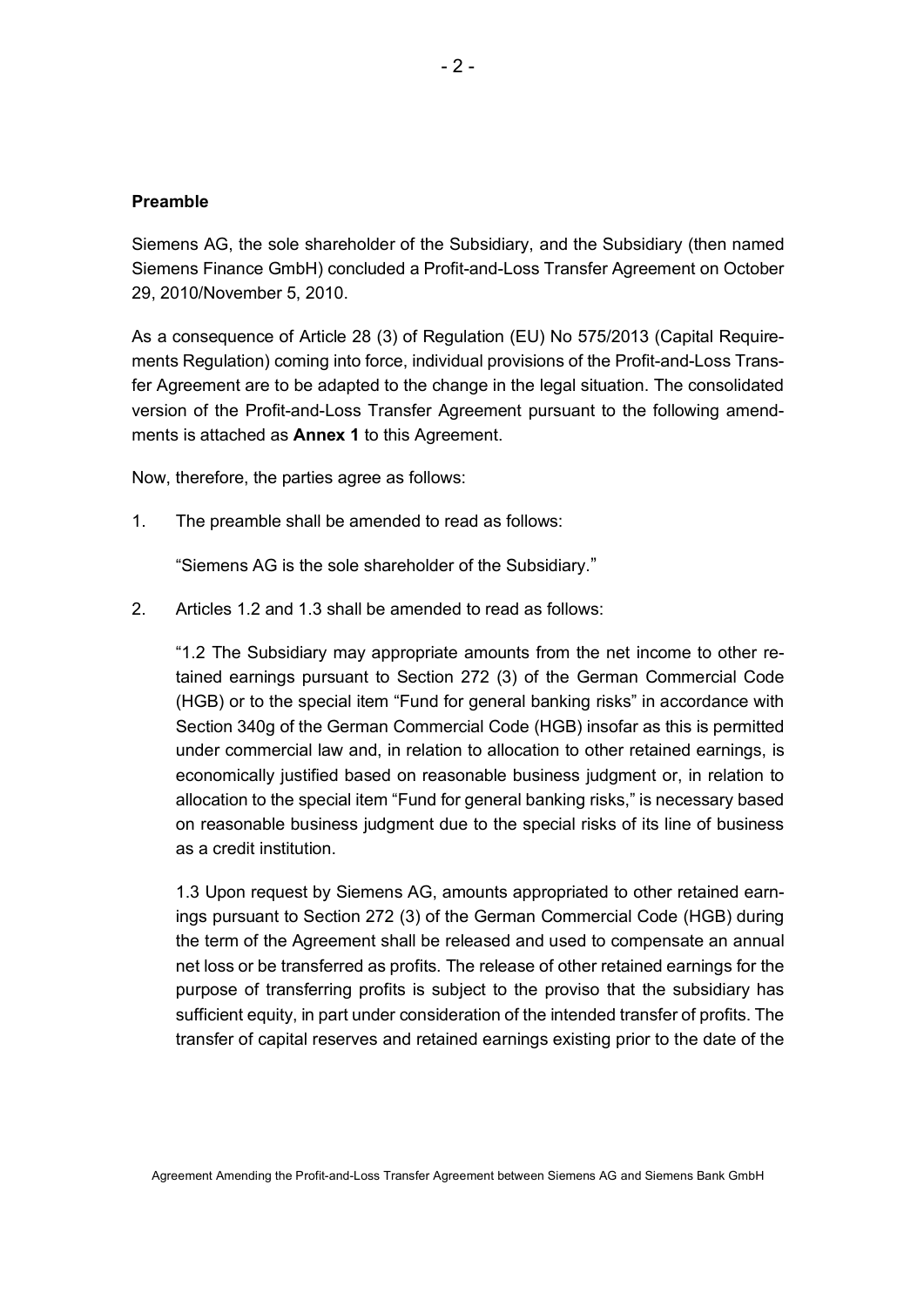**Preamble**

Siemens AG, the sole shareholder of the Subsidiary, and the Subsidiary (then named Siemens Finance GmbH) concluded a Profit-and-Loss Transfer Agreement on October 29, 2010/November 5, 2010.

As a consequence of Article 28 (3) of Regulation (EU) No 575/2013 (Capital Requirements Regulation) coming into force, individual provisions of the Profit-and-Loss Transfer Agreement are to be adapted to the change in the legal situation. The consolidated version of the Profit-and-Loss Transfer Agreement pursuant to the following amendments is attached as **Annex 1** to this Agreement.

Now, therefore, the parties agree as follows:

1. The preamble shall be amended to read as follows:

   "Siemens AG is the sole shareholder of the Subsidiary."

2. Articles 1.2 and 1.3 shall be amended to read as follows:

   "1.2 The Subsidiary may appropriate amounts from the net income to other retained earnings pursuant to Section 272 (3) of the German Commercial Code (HGB) or to the special item "Fund for general banking risks" in accordance with Section 340g of the German Commercial Code (HGB) insofar as this is permitted under commercial law and, in relation to allocation to other retained earnings, is economically justified based on reasonable business judgment or, in relation to allocation to the special item "Fund for general banking risks," is necessary based on reasonable business judgment due to the special risks of its line of business as a credit institution.

   1.3 Upon request by Siemens AG, amounts appropriated to other retained earnings pursuant to Section 272 (3) of the German Commercial Code (HGB) during the term of the Agreement shall be released and used to compensate an annual net loss or be transferred as profits. The release of other retained earnings for the purpose of transferring profits is subject to the proviso that the subsidiary has sufficient equity, in part under consideration of the intended transfer of profits. The transfer of capital reserves and retained earnings existing prior to the date of the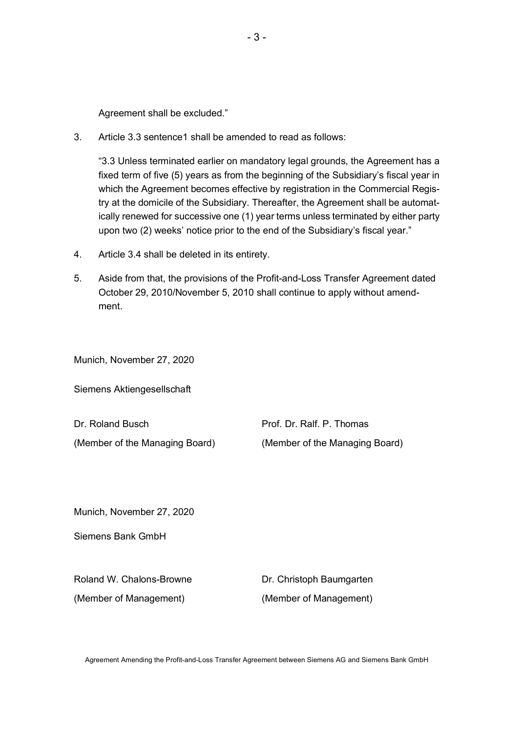Agreement shall be excluded."

3. Article 3.3 sentence1 shall be amended to read as follows:

   "3.3 Unless terminated earlier on mandatory legal grounds, the Agreement has a fixed term of five (5) years as from the beginning of the Subsidiary's fiscal year in which the Agreement becomes effective by registration in the Commercial Registry at the domicile of the Subsidiary. Thereafter, the Agreement shall be automatically renewed for successive one (1) year terms unless terminated by either party upon two (2) weeks' notice prior to the end of the Subsidiary's fiscal year."

4. Article 3.4 shall be deleted in its entirety.

5. Aside from that, the provisions of the Profit-and-Loss Transfer Agreement dated October 29, 2010/November 5, 2010 shall continue to apply without amendment.

Munich, November 27, 2020

Siemens Aktiengesellschaft

| | |
|---|---|
| Dr. Roland Busch | Prof. Dr. Ralf. P. Thomas |
| (Member of the Managing Board) | (Member of the Managing Board) |

Munich, November 27, 2020

Siemens Bank GmbH

| | |
|---|---|
| Roland W. Chalons-Browne | Dr. Christoph Baumgarten |
| (Member of Management) | (Member of Management) |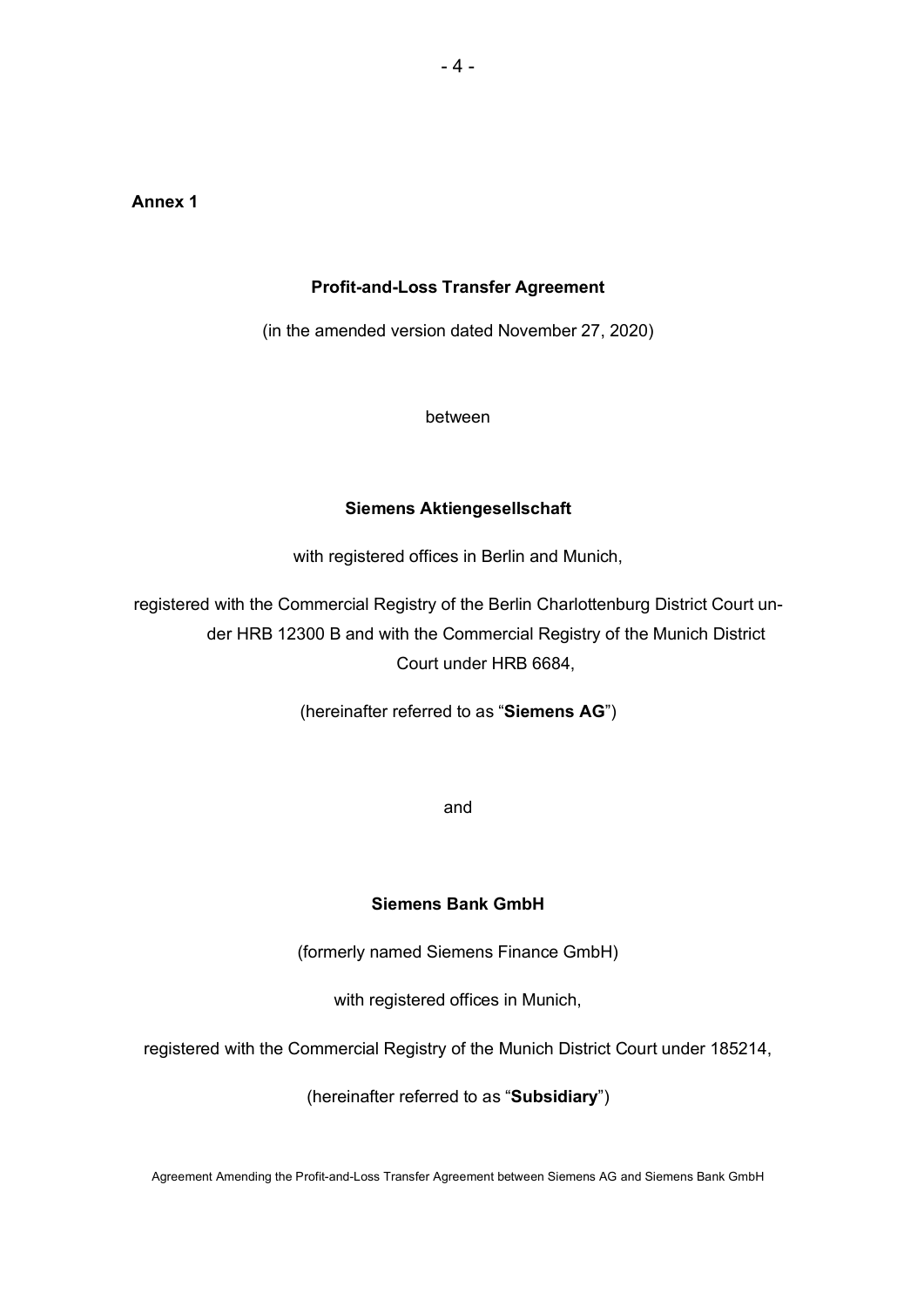**Annex 1**

**Profit-and-Loss Transfer Agreement**

(in the amended version dated November 27, 2020)

between

**Siemens Aktiengesellschaft**

with registered offices in Berlin and Munich,

registered with the Commercial Registry of the Berlin Charlottenburg District Court under HRB 12300 B and with the Commercial Registry of the Munich District Court under HRB 6684,

(hereinafter referred to as "**Siemens AG**")

and

**Siemens Bank GmbH**

(formerly named Siemens Finance GmbH)

with registered offices in Munich,

registered with the Commercial Registry of the Munich District Court under 185214,

(hereinafter referred to as "**Subsidiary**")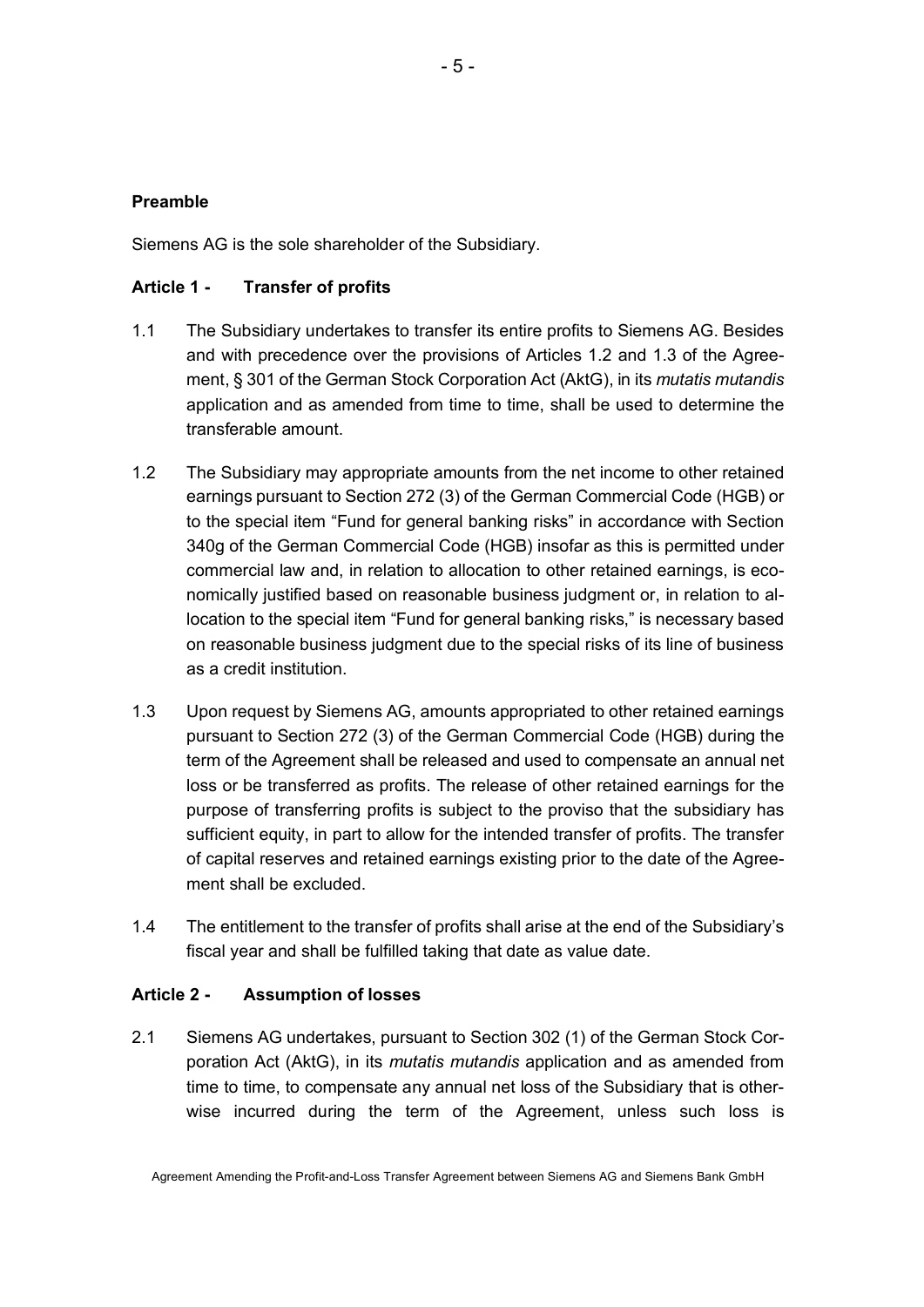**Preamble**

Siemens AG is the sole shareholder of the Subsidiary.

**Article 1 - Transfer of profits**

1.1 The Subsidiary undertakes to transfer its entire profits to Siemens AG. Besides and with precedence over the provisions of Articles 1.2 and 1.3 of the Agreement, § 301 of the German Stock Corporation Act (AktG), in its *mutatis mutandis* application and as amended from time to time, shall be used to determine the transferable amount.

1.2 The Subsidiary may appropriate amounts from the net income to other retained earnings pursuant to Section 272 (3) of the German Commercial Code (HGB) or to the special item "Fund for general banking risks" in accordance with Section 340g of the German Commercial Code (HGB) insofar as this is permitted under commercial law and, in relation to allocation to other retained earnings, is economically justified based on reasonable business judgment or, in relation to allocation to the special item "Fund for general banking risks," is necessary based on reasonable business judgment due to the special risks of its line of business as a credit institution.

1.3 Upon request by Siemens AG, amounts appropriated to other retained earnings pursuant to Section 272 (3) of the German Commercial Code (HGB) during the term of the Agreement shall be released and used to compensate an annual net loss or be transferred as profits. The release of other retained earnings for the purpose of transferring profits is subject to the proviso that the subsidiary has sufficient equity, in part to allow for the intended transfer of profits. The transfer of capital reserves and retained earnings existing prior to the date of the Agreement shall be excluded.

1.4 The entitlement to the transfer of profits shall arise at the end of the Subsidiary's fiscal year and shall be fulfilled taking that date as value date.

**Article 2 - Assumption of losses**

2.1 Siemens AG undertakes, pursuant to Section 302 (1) of the German Stock Corporation Act (AktG), in its *mutatis mutandis* application and as amended from time to time, to compensate any annual net loss of the Subsidiary that is otherwise incurred during the term of the Agreement, unless such loss is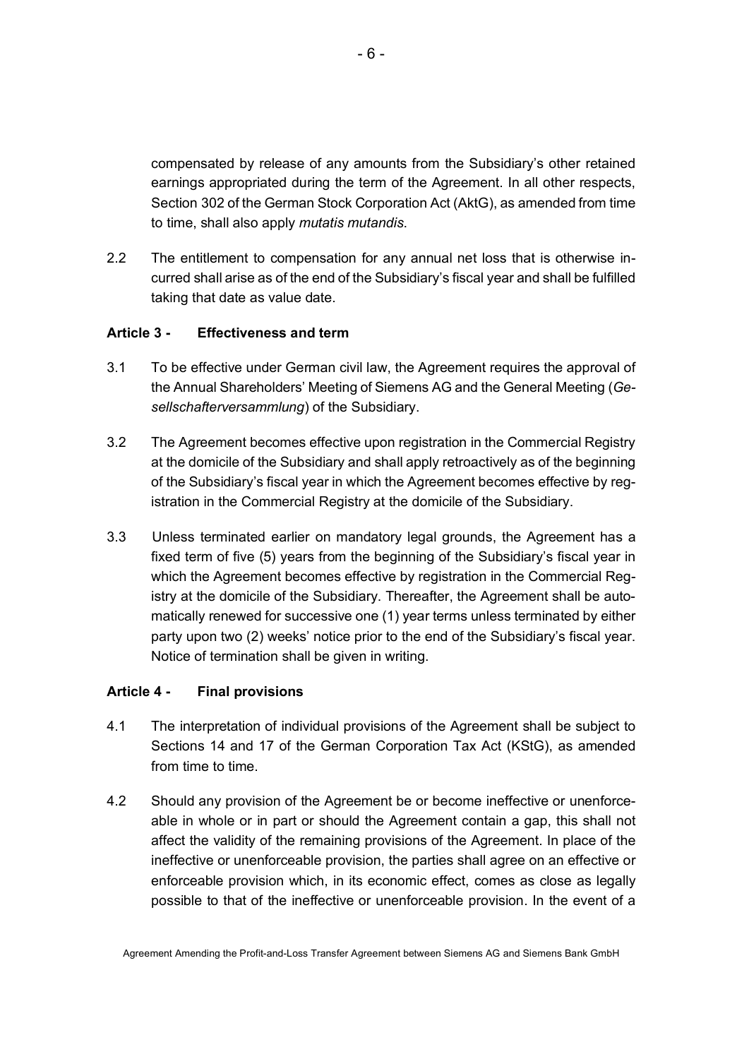compensated by release of any amounts from the Subsidiary's other retained earnings appropriated during the term of the Agreement. In all other respects, Section 302 of the German Stock Corporation Act (AktG), as amended from time to time, shall also apply *mutatis mutandis*.

2.2 The entitlement to compensation for any annual net loss that is otherwise incurred shall arise as of the end of the Subsidiary's fiscal year and shall be fulfilled taking that date as value date.

**Article 3 - Effectiveness and term**

3.1 To be effective under German civil law, the Agreement requires the approval of the Annual Shareholders' Meeting of Siemens AG and the General Meeting (*Gesellschafterversammlung*) of the Subsidiary.

3.2 The Agreement becomes effective upon registration in the Commercial Registry at the domicile of the Subsidiary and shall apply retroactively as of the beginning of the Subsidiary's fiscal year in which the Agreement becomes effective by registration in the Commercial Registry at the domicile of the Subsidiary.

3.3 Unless terminated earlier on mandatory legal grounds, the Agreement has a fixed term of five (5) years from the beginning of the Subsidiary's fiscal year in which the Agreement becomes effective by registration in the Commercial Registry at the domicile of the Subsidiary. Thereafter, the Agreement shall be automatically renewed for successive one (1) year terms unless terminated by either party upon two (2) weeks' notice prior to the end of the Subsidiary's fiscal year. Notice of termination shall be given in writing.

**Article 4 - Final provisions**

4.1 The interpretation of individual provisions of the Agreement shall be subject to Sections 14 and 17 of the German Corporation Tax Act (KStG), as amended from time to time.

4.2 Should any provision of the Agreement be or become ineffective or unenforceable in whole or in part or should the Agreement contain a gap, this shall not affect the validity of the remaining provisions of the Agreement. In place of the ineffective or unenforceable provision, the parties shall agree on an effective or enforceable provision which, in its economic effect, comes as close as legally possible to that of the ineffective or unenforceable provision. In the event of a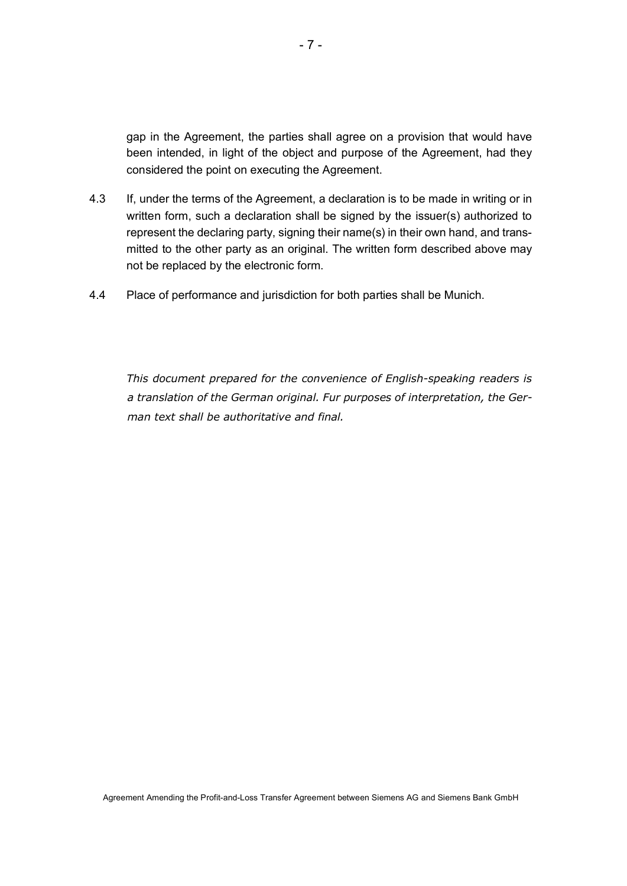gap in the Agreement, the parties shall agree on a provision that would have been intended, in light of the object and purpose of the Agreement, had they considered the point on executing the Agreement.

4.3 If, under the terms of the Agreement, a declaration is to be made in writing or in written form, such a declaration shall be signed by the issuer(s) authorized to represent the declaring party, signing their name(s) in their own hand, and transmitted to the other party as an original. The written form described above may not be replaced by the electronic form.

4.4 Place of performance and jurisdiction for both parties shall be Munich.

*This document prepared for the convenience of English-speaking readers is a translation of the German original. Fur purposes of interpretation, the German text shall be authoritative and final.*